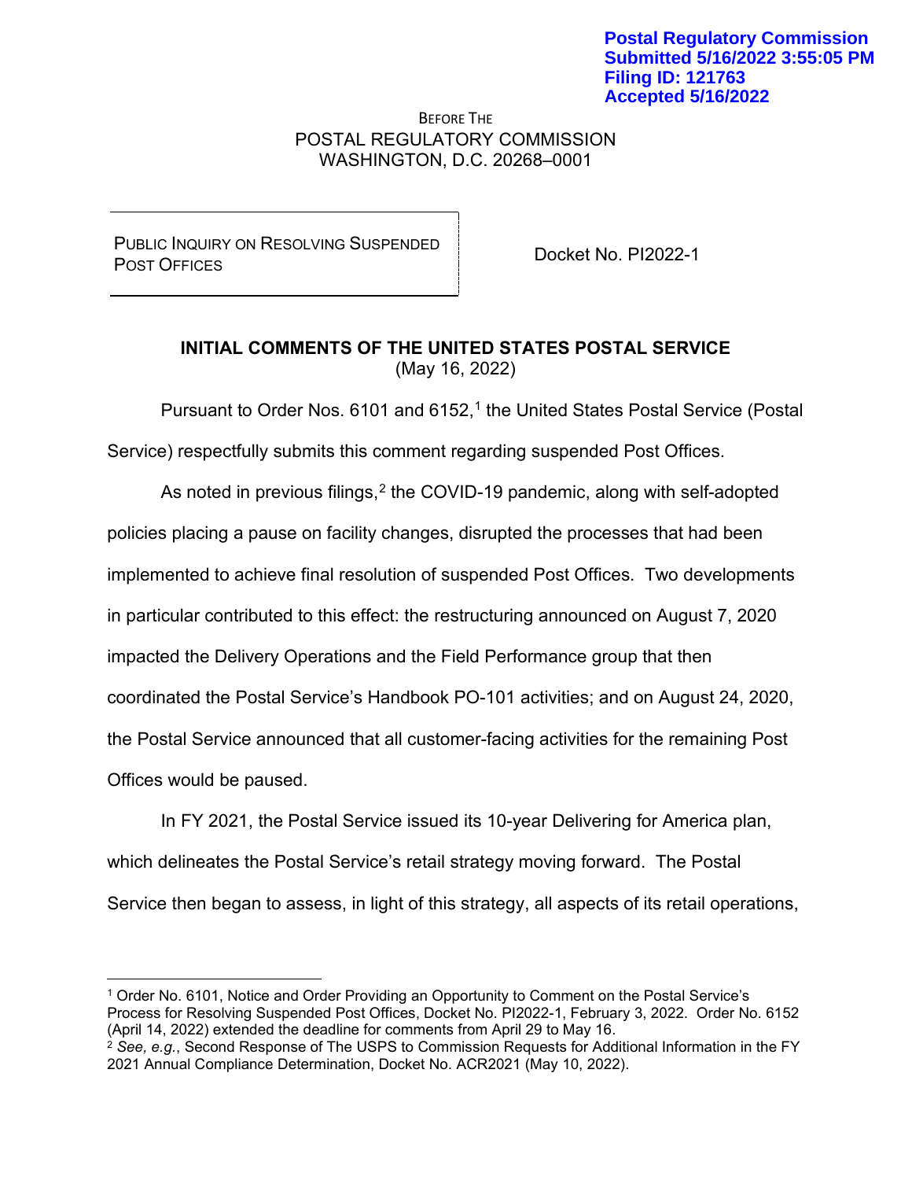**Postal Regulatory Commission**
**Submitted 5/16/2022 3:55:05 PM**
**Filing ID: 121763**
**Accepted 5/16/2022**

BEFORE THE
POSTAL REGULATORY COMMISSION
WASHINGTON, D.C. 20268–0001

| PUBLIC INQUIRY ON RESOLVING SUSPENDED POST OFFICES | Docket No. PI2022-1 |
| --- | --- |

## INITIAL COMMENTS OF THE UNITED STATES POSTAL SERVICE
(May 16, 2022)

Pursuant to Order Nos. 6101 and 6152,[1] the United States Postal Service (Postal Service) respectfully submits this comment regarding suspended Post Offices.

As noted in previous filings,[2] the COVID-19 pandemic, along with self-adopted policies placing a pause on facility changes, disrupted the processes that had been implemented to achieve final resolution of suspended Post Offices. Two developments in particular contributed to this effect: the restructuring announced on August 7, 2020 impacted the Delivery Operations and the Field Performance group that then coordinated the Postal Service's Handbook PO-101 activities; and on August 24, 2020, the Postal Service announced that all customer-facing activities for the remaining Post Offices would be paused.

In FY 2021, the Postal Service issued its 10-year Delivering for America plan, which delineates the Postal Service's retail strategy moving forward. The Postal Service then began to assess, in light of this strategy, all aspects of its retail operations,

---

[1] Order No. 6101, Notice and Order Providing an Opportunity to Comment on the Postal Service's Process for Resolving Suspended Post Offices, Docket No. PI2022-1, February 3, 2022. Order No. 6152 (April 14, 2022) extended the deadline for comments from April 29 to May 16.

[2] *See, e.g.*, Second Response of The USPS to Commission Requests for Additional Information in the FY 2021 Annual Compliance Determination, Docket No. ACR2021 (May 10, 2022).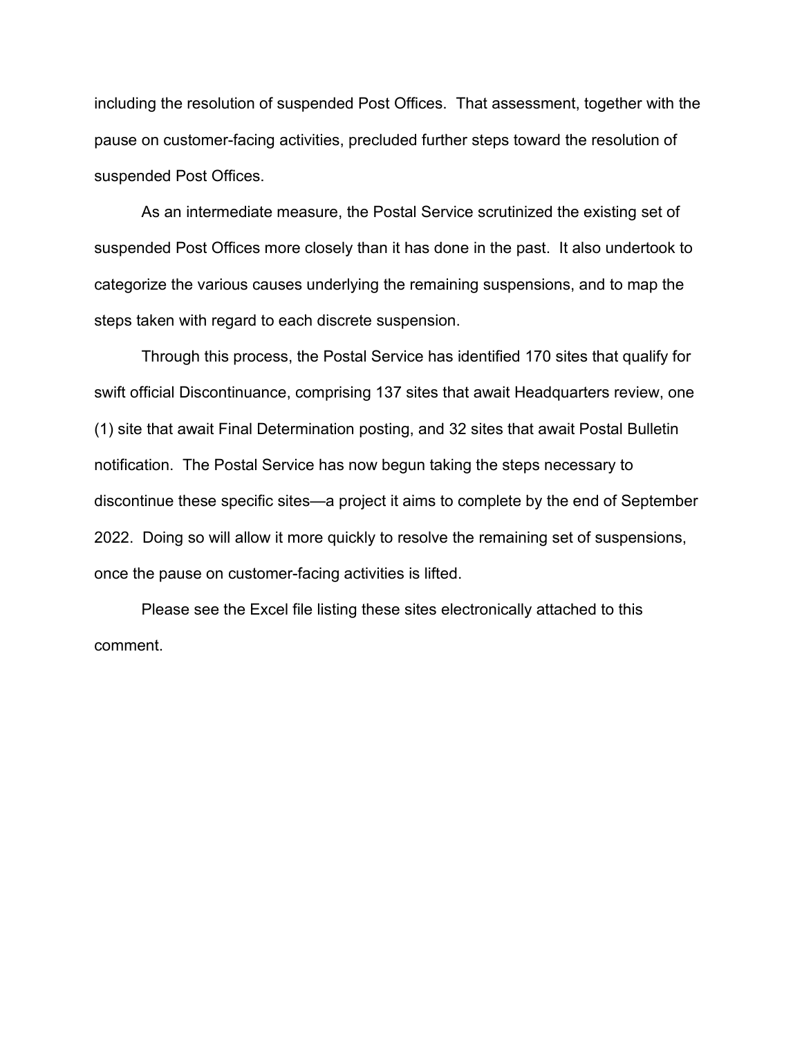including the resolution of suspended Post Offices. That assessment, together with the pause on customer-facing activities, precluded further steps toward the resolution of suspended Post Offices.

As an intermediate measure, the Postal Service scrutinized the existing set of suspended Post Offices more closely than it has done in the past. It also undertook to categorize the various causes underlying the remaining suspensions, and to map the steps taken with regard to each discrete suspension.

Through this process, the Postal Service has identified 170 sites that qualify for swift official Discontinuance, comprising 137 sites that await Headquarters review, one (1) site that await Final Determination posting, and 32 sites that await Postal Bulletin notification. The Postal Service has now begun taking the steps necessary to discontinue these specific sites—a project it aims to complete by the end of September 2022. Doing so will allow it more quickly to resolve the remaining set of suspensions, once the pause on customer-facing activities is lifted.

Please see the Excel file listing these sites electronically attached to this comment.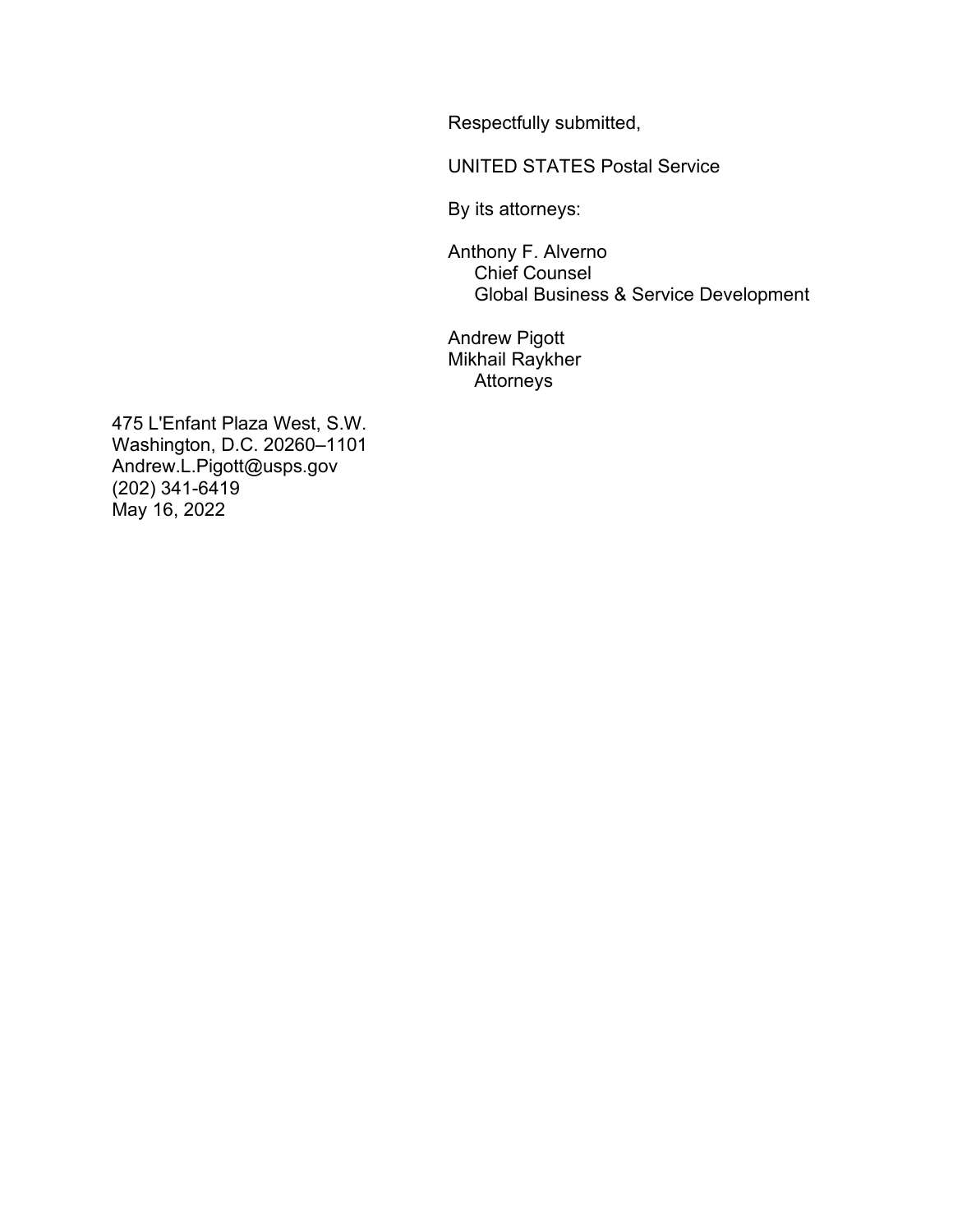Respectfully submitted,

UNITED STATES Postal Service

By its attorneys:

Anthony F. Alverno
Chief Counsel
Global Business & Service Development

Andrew Pigott
Mikhail Raykher
Attorneys

475 L'Enfant Plaza West, S.W.
Washington, D.C. 20260–1101
Andrew.L.Pigott@usps.gov
(202) 341-6419
May 16, 2022